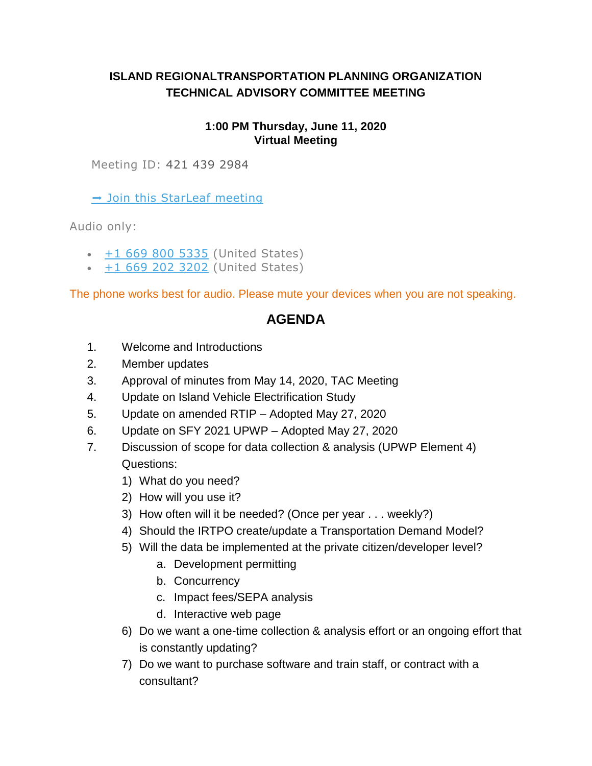**ISLAND REGIONALTRANSPORTATION PLANNING ORGANIZATION**
**TECHNICAL ADVISORY COMMITTEE MEETING**

**1:00 PM Thursday, June 11, 2020**
**Virtual Meeting**

Meeting ID: 421 439 2984

➞ Join this StarLeaf meeting

Audio only:

- +1 669 800 5335 (United States)
- +1 669 202 3202 (United States)

The phone works best for audio. Please mute your devices when you are not speaking.

## AGENDA

1. Welcome and Introductions
2. Member updates
3. Approval of minutes from May 14, 2020, TAC Meeting
4. Update on Island Vehicle Electrification Study
5. Update on amended RTIP – Adopted May 27, 2020
6. Update on SFY 2021 UPWP – Adopted May 27, 2020
7. Discussion of scope for data collection & analysis (UPWP Element 4)
   Questions:
   1) What do you need?
   2) How will you use it?
   3) How often will it be needed? (Once per year . . . weekly?)
   4) Should the IRTPO create/update a Transportation Demand Model?
   5) Will the data be implemented at the private citizen/developer level?
      a. Development permitting
      b. Concurrency
      c. Impact fees/SEPA analysis
      d. Interactive web page
   6) Do we want a one-time collection & analysis effort or an ongoing effort that is constantly updating?
   7) Do we want to purchase software and train staff, or contract with a consultant?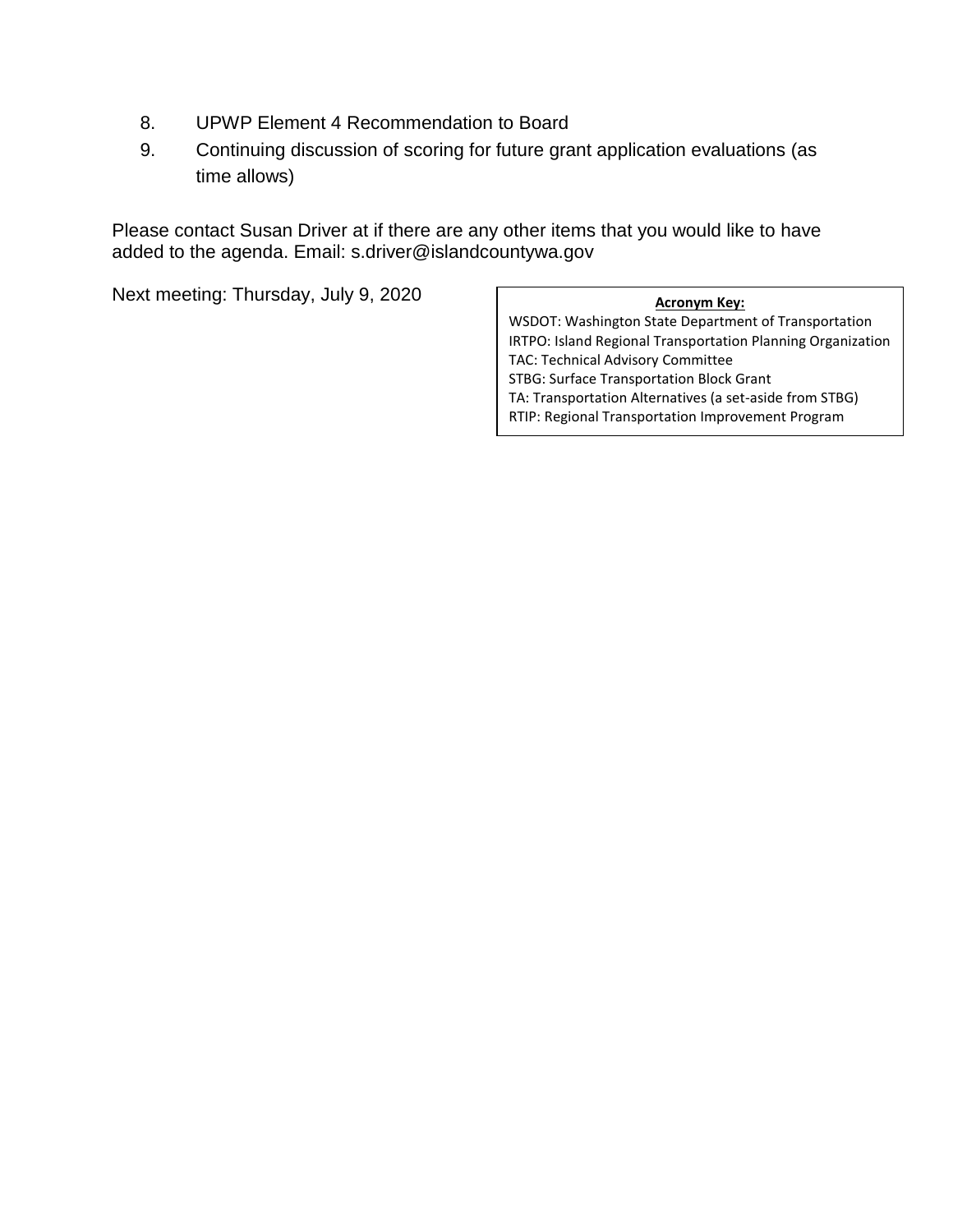8. UPWP Element 4 Recommendation to Board
9. Continuing discussion of scoring for future grant application evaluations (as time allows)

Please contact Susan Driver at if there are any other items that you would like to have added to the agenda. Email: s.driver@islandcountywa.gov

Next meeting: Thursday, July 9, 2020

**Acronym Key:**

WSDOT: Washington State Department of Transportation
IRTPO: Island Regional Transportation Planning Organization
TAC: Technical Advisory Committee
STBG: Surface Transportation Block Grant
TA: Transportation Alternatives (a set-aside from STBG)
RTIP: Regional Transportation Improvement Program